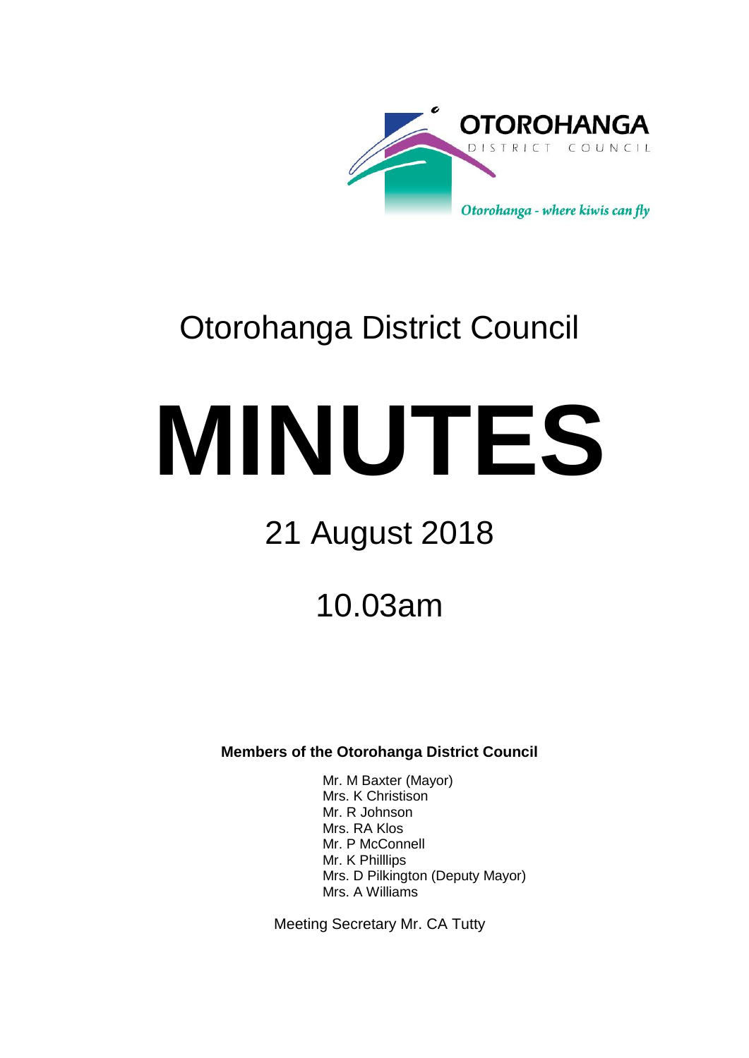OTOROHANGA

DISTRICT COUNCIL

*Otorohanga - where kiwis can fly*

# Otorohanga District Council

# MINUTES

## 21 August 2018

## 10.03am

**Members of the Otorohanga District Council**

Mr. M Baxter (Mayor)
Mrs. K Christison
Mr. R Johnson
Mrs. RA Klos
Mr. P McConnell
Mr. K Philllips
Mrs. D Pilkington (Deputy Mayor)
Mrs. A Williams

Meeting Secretary Mr. CA Tutty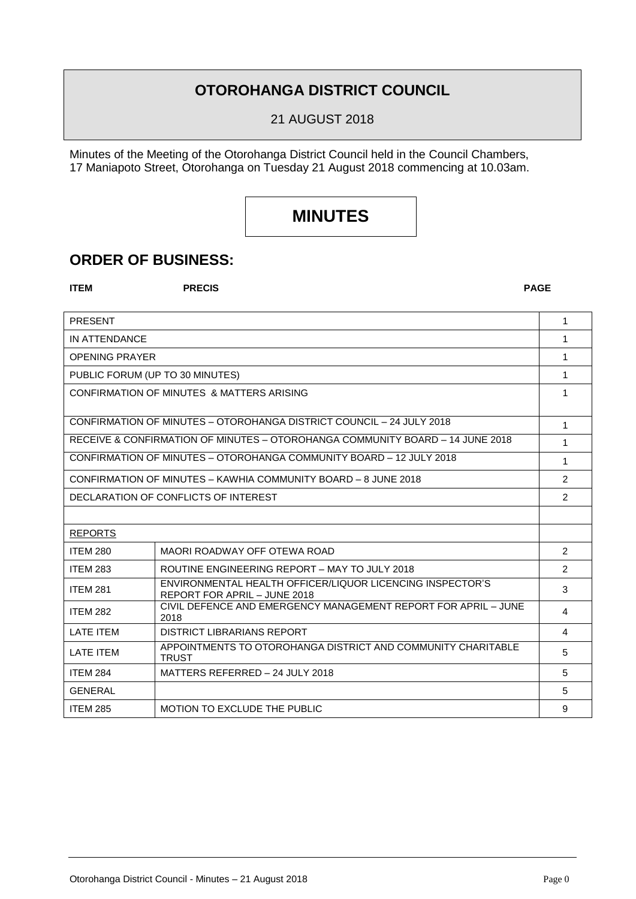# OTOROHANGA DISTRICT COUNCIL

21 AUGUST 2018

Minutes of the Meeting of the Otorohanga District Council held in the Council Chambers, 17 Maniapoto Street, Otorohanga on Tuesday 21 August 2018 commencing at 10.03am.

# MINUTES

## ORDER OF BUSINESS:

| ITEM | PRECIS | PAGE |
|---|---|---|
| PRESENT | | 1 |
| IN ATTENDANCE | | 1 |
| OPENING PRAYER | | 1 |
| PUBLIC FORUM (UP TO 30 MINUTES) | | 1 |
| CONFIRMATION OF MINUTES & MATTERS ARISING | | 1 |
| CONFIRMATION OF MINUTES – OTOROHANGA DISTRICT COUNCIL – 24 JULY 2018 | | 1 |
| RECEIVE & CONFIRMATION OF MINUTES – OTOROHANGA COMMUNITY BOARD – 14 JUNE 2018 | | 1 |
| CONFIRMATION OF MINUTES – OTOROHANGA COMMUNITY BOARD – 12 JULY 2018 | | 1 |
| CONFIRMATION OF MINUTES – KAWHIA COMMUNITY BOARD – 8 JUNE 2018 | | 2 |
| DECLARATION OF CONFLICTS OF INTEREST | | 2 |
| | | |
| REPORTS | | |
| ITEM 280 | MAORI ROADWAY OFF OTEWA ROAD | 2 |
| ITEM 283 | ROUTINE ENGINEERING REPORT – MAY TO JULY 2018 | 2 |
| ITEM 281 | ENVIRONMENTAL HEALTH OFFICER/LIQUOR LICENCING INSPECTOR'S REPORT FOR APRIL – JUNE 2018 | 3 |
| ITEM 282 | CIVIL DEFENCE AND EMERGENCY MANAGEMENT REPORT FOR APRIL – JUNE 2018 | 4 |
| LATE ITEM | DISTRICT LIBRARIANS REPORT | 4 |
| LATE ITEM | APPOINTMENTS TO OTOROHANGA DISTRICT AND COMMUNITY CHARITABLE TRUST | 5 |
| ITEM 284 | MATTERS REFERRED – 24 JULY 2018 | 5 |
| GENERAL | | 5 |
| ITEM 285 | MOTION TO EXCLUDE THE PUBLIC | 9 |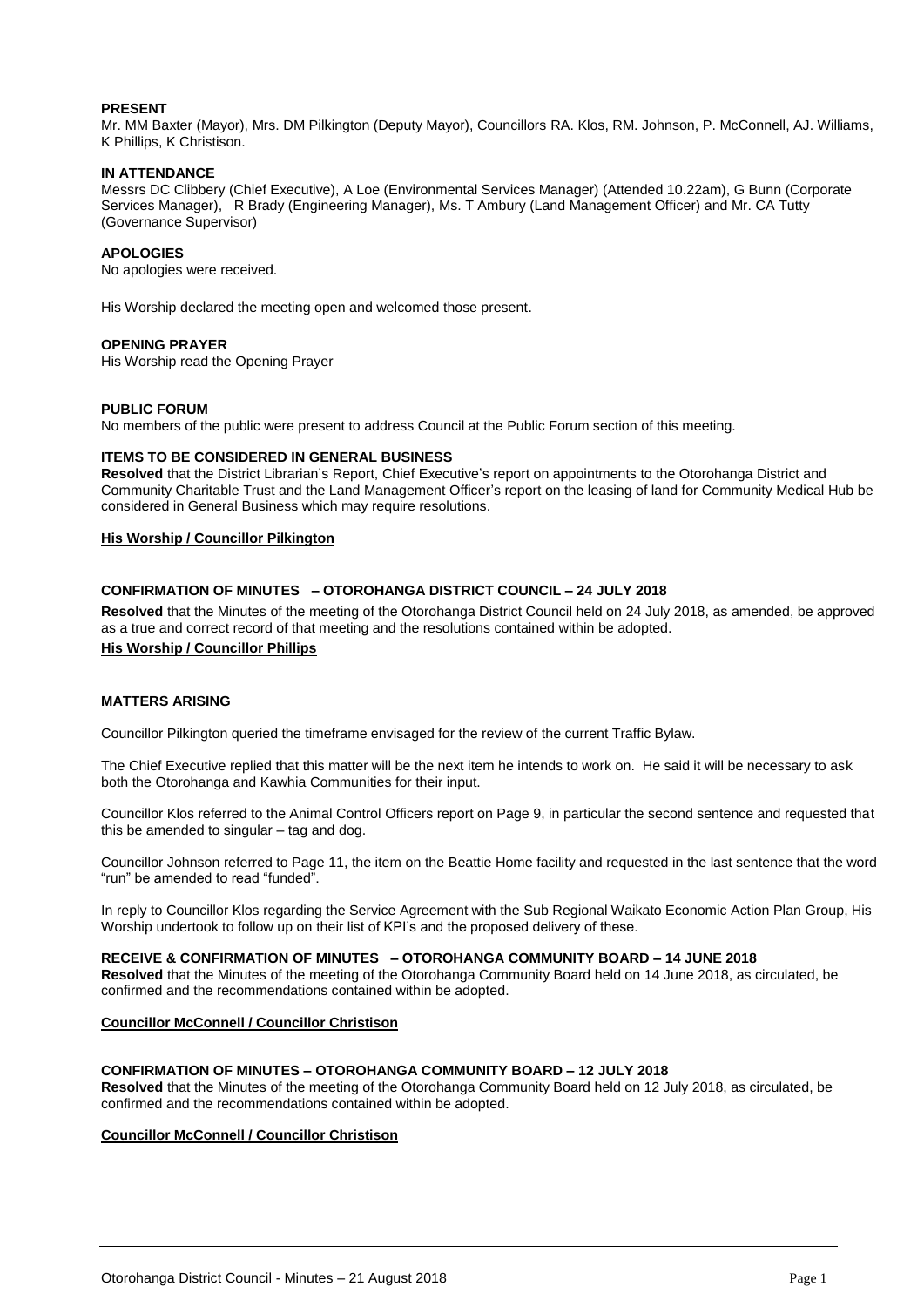**PRESENT**
Mr. MM Baxter (Mayor), Mrs. DM Pilkington (Deputy Mayor), Councillors RA. Klos, RM. Johnson, P. McConnell, AJ. Williams, K Phillips, K Christison.

**IN ATTENDANCE**
Messrs DC Clibbery (Chief Executive), A Loe (Environmental Services Manager) (Attended 10.22am), G Bunn (Corporate Services Manager), R Brady (Engineering Manager), Ms. T Ambury (Land Management Officer) and Mr. CA Tutty (Governance Supervisor)

**APOLOGIES**
No apologies were received.

His Worship declared the meeting open and welcomed those present.

**OPENING PRAYER**
His Worship read the Opening Prayer

**PUBLIC FORUM**
No members of the public were present to address Council at the Public Forum section of this meeting.

**ITEMS TO BE CONSIDERED IN GENERAL BUSINESS**
**Resolved** that the District Librarian's Report, Chief Executive's report on appointments to the Otorohanga District and Community Charitable Trust and the Land Management Officer's report on the leasing of land for Community Medical Hub be considered in General Business which may require resolutions.

**His Worship / Councillor Pilkington**

**CONFIRMATION OF MINUTES – OTOROHANGA DISTRICT COUNCIL – 24 JULY 2018**

**Resolved** that the Minutes of the meeting of the Otorohanga District Council held on 24 July 2018, as amended, be approved as a true and correct record of that meeting and the resolutions contained within be adopted.

**His Worship / Councillor Phillips**

**MATTERS ARISING**

Councillor Pilkington queried the timeframe envisaged for the review of the current Traffic Bylaw.

The Chief Executive replied that this matter will be the next item he intends to work on. He said it will be necessary to ask both the Otorohanga and Kawhia Communities for their input.

Councillor Klos referred to the Animal Control Officers report on Page 9, in particular the second sentence and requested that this be amended to singular – tag and dog.

Councillor Johnson referred to Page 11, the item on the Beattie Home facility and requested in the last sentence that the word "run" be amended to read "funded".

In reply to Councillor Klos regarding the Service Agreement with the Sub Regional Waikato Economic Action Plan Group, His Worship undertook to follow up on their list of KPI's and the proposed delivery of these.

**RECEIVE & CONFIRMATION OF MINUTES – OTOROHANGA COMMUNITY BOARD – 14 JUNE 2018**
**Resolved** that the Minutes of the meeting of the Otorohanga Community Board held on 14 June 2018, as circulated, be confirmed and the recommendations contained within be adopted.

**Councillor McConnell / Councillor Christison**

**CONFIRMATION OF MINUTES – OTOROHANGA COMMUNITY BOARD – 12 JULY 2018**
**Resolved** that the Minutes of the meeting of the Otorohanga Community Board held on 12 July 2018, as circulated, be confirmed and the recommendations contained within be adopted.

**Councillor McConnell / Councillor Christison**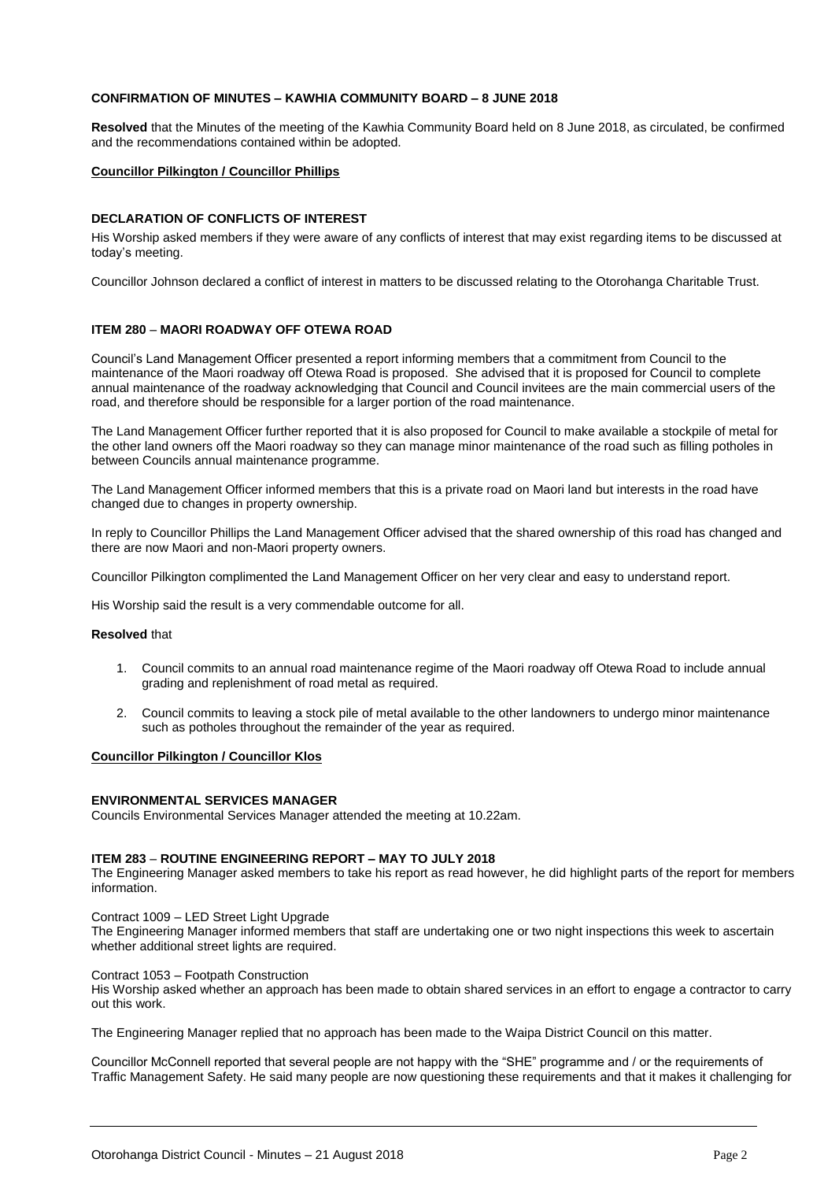**CONFIRMATION OF MINUTES – KAWHIA COMMUNITY BOARD – 8 JUNE 2018**

**Resolved** that the Minutes of the meeting of the Kawhia Community Board held on 8 June 2018, as circulated, be confirmed and the recommendations contained within be adopted.

**Councillor Pilkington / Councillor Phillips**

**DECLARATION OF CONFLICTS OF INTEREST**

His Worship asked members if they were aware of any conflicts of interest that may exist regarding items to be discussed at today's meeting.

Councillor Johnson declared a conflict of interest in matters to be discussed relating to the Otorohanga Charitable Trust.

**ITEM 280 – MAORI ROADWAY OFF OTEWA ROAD**

Council's Land Management Officer presented a report informing members that a commitment from Council to the maintenance of the Maori roadway off Otewa Road is proposed. She advised that it is proposed for Council to complete annual maintenance of the roadway acknowledging that Council and Council invitees are the main commercial users of the road, and therefore should be responsible for a larger portion of the road maintenance.

The Land Management Officer further reported that it is also proposed for Council to make available a stockpile of metal for the other land owners off the Maori roadway so they can manage minor maintenance of the road such as filling potholes in between Councils annual maintenance programme.

The Land Management Officer informed members that this is a private road on Maori land but interests in the road have changed due to changes in property ownership.

In reply to Councillor Phillips the Land Management Officer advised that the shared ownership of this road has changed and there are now Maori and non-Maori property owners.

Councillor Pilkington complimented the Land Management Officer on her very clear and easy to understand report.

His Worship said the result is a very commendable outcome for all.

**Resolved** that

1. Council commits to an annual road maintenance regime of the Maori roadway off Otewa Road to include annual grading and replenishment of road metal as required.
2. Council commits to leaving a stock pile of metal available to the other landowners to undergo minor maintenance such as potholes throughout the remainder of the year as required.

**Councillor Pilkington / Councillor Klos**

**ENVIRONMENTAL SERVICES MANAGER**
Councils Environmental Services Manager attended the meeting at 10.22am.

**ITEM 283 – ROUTINE ENGINEERING REPORT – MAY TO JULY 2018**
The Engineering Manager asked members to take his report as read however, he did highlight parts of the report for members information.

Contract 1009 – LED Street Light Upgrade
The Engineering Manager informed members that staff are undertaking one or two night inspections this week to ascertain whether additional street lights are required.

Contract 1053 – Footpath Construction
His Worship asked whether an approach has been made to obtain shared services in an effort to engage a contractor to carry out this work.

The Engineering Manager replied that no approach has been made to the Waipa District Council on this matter.

Councillor McConnell reported that several people are not happy with the "SHE" programme and / or the requirements of Traffic Management Safety. He said many people are now questioning these requirements and that it makes it challenging for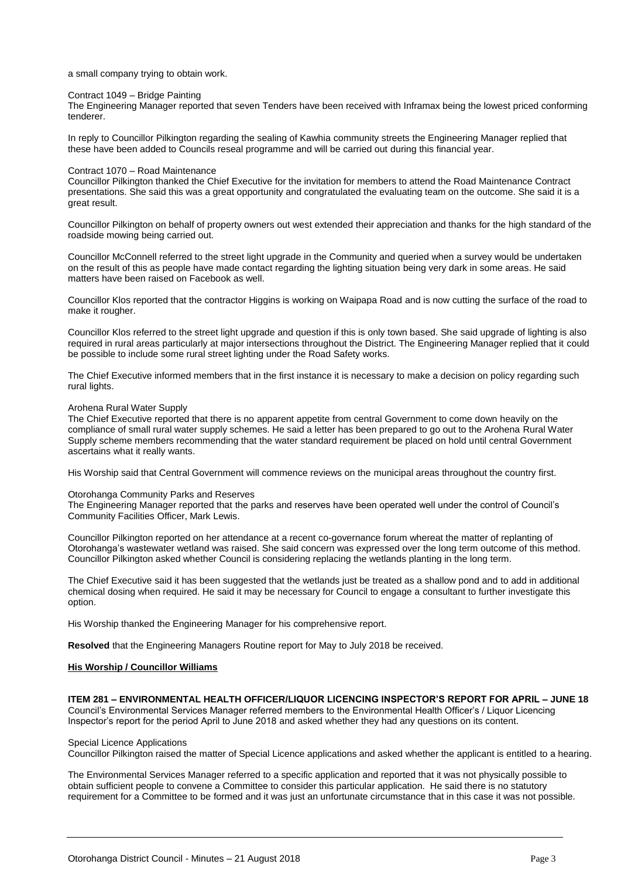a small company trying to obtain work.

Contract 1049 – Bridge Painting
The Engineering Manager reported that seven Tenders have been received with Inframax being the lowest priced conforming tenderer.

In reply to Councillor Pilkington regarding the sealing of Kawhia community streets the Engineering Manager replied that these have been added to Councils reseal programme and will be carried out during this financial year.

Contract 1070 – Road Maintenance
Councillor Pilkington thanked the Chief Executive for the invitation for members to attend the Road Maintenance Contract presentations. She said this was a great opportunity and congratulated the evaluating team on the outcome. She said it is a great result.

Councillor Pilkington on behalf of property owners out west extended their appreciation and thanks for the high standard of the roadside mowing being carried out.

Councillor McConnell referred to the street light upgrade in the Community and queried when a survey would be undertaken on the result of this as people have made contact regarding the lighting situation being very dark in some areas. He said matters have been raised on Facebook as well.

Councillor Klos reported that the contractor Higgins is working on Waipapa Road and is now cutting the surface of the road to make it rougher.

Councillor Klos referred to the street light upgrade and question if this is only town based. She said upgrade of lighting is also required in rural areas particularly at major intersections throughout the District. The Engineering Manager replied that it could be possible to include some rural street lighting under the Road Safety works.

The Chief Executive informed members that in the first instance it is necessary to make a decision on policy regarding such rural lights.

Arohena Rural Water Supply
The Chief Executive reported that there is no apparent appetite from central Government to come down heavily on the compliance of small rural water supply schemes. He said a letter has been prepared to go out to the Arohena Rural Water Supply scheme members recommending that the water standard requirement be placed on hold until central Government ascertains what it really wants.

His Worship said that Central Government will commence reviews on the municipal areas throughout the country first.

Otorohanga Community Parks and Reserves
The Engineering Manager reported that the parks and reserves have been operated well under the control of Council's Community Facilities Officer, Mark Lewis.

Councillor Pilkington reported on her attendance at a recent co-governance forum whereat the matter of replanting of Otorohanga's wastewater wetland was raised. She said concern was expressed over the long term outcome of this method. Councillor Pilkington asked whether Council is considering replacing the wetlands planting in the long term.

The Chief Executive said it has been suggested that the wetlands just be treated as a shallow pond and to add in additional chemical dosing when required. He said it may be necessary for Council to engage a consultant to further investigate this option.

His Worship thanked the Engineering Manager for his comprehensive report.

**Resolved** that the Engineering Managers Routine report for May to July 2018 be received.

**His Worship / Councillor Williams**

**ITEM 281 – ENVIRONMENTAL HEALTH OFFICER/LIQUOR LICENCING INSPECTOR'S REPORT FOR APRIL – JUNE 18**

Council's Environmental Services Manager referred members to the Environmental Health Officer's / Liquor Licencing Inspector's report for the period April to June 2018 and asked whether they had any questions on its content.

Special Licence Applications
Councillor Pilkington raised the matter of Special Licence applications and asked whether the applicant is entitled to a hearing.

The Environmental Services Manager referred to a specific application and reported that it was not physically possible to obtain sufficient people to convene a Committee to consider this particular application. He said there is no statutory requirement for a Committee to be formed and it was just an unfortunate circumstance that in this case it was not possible.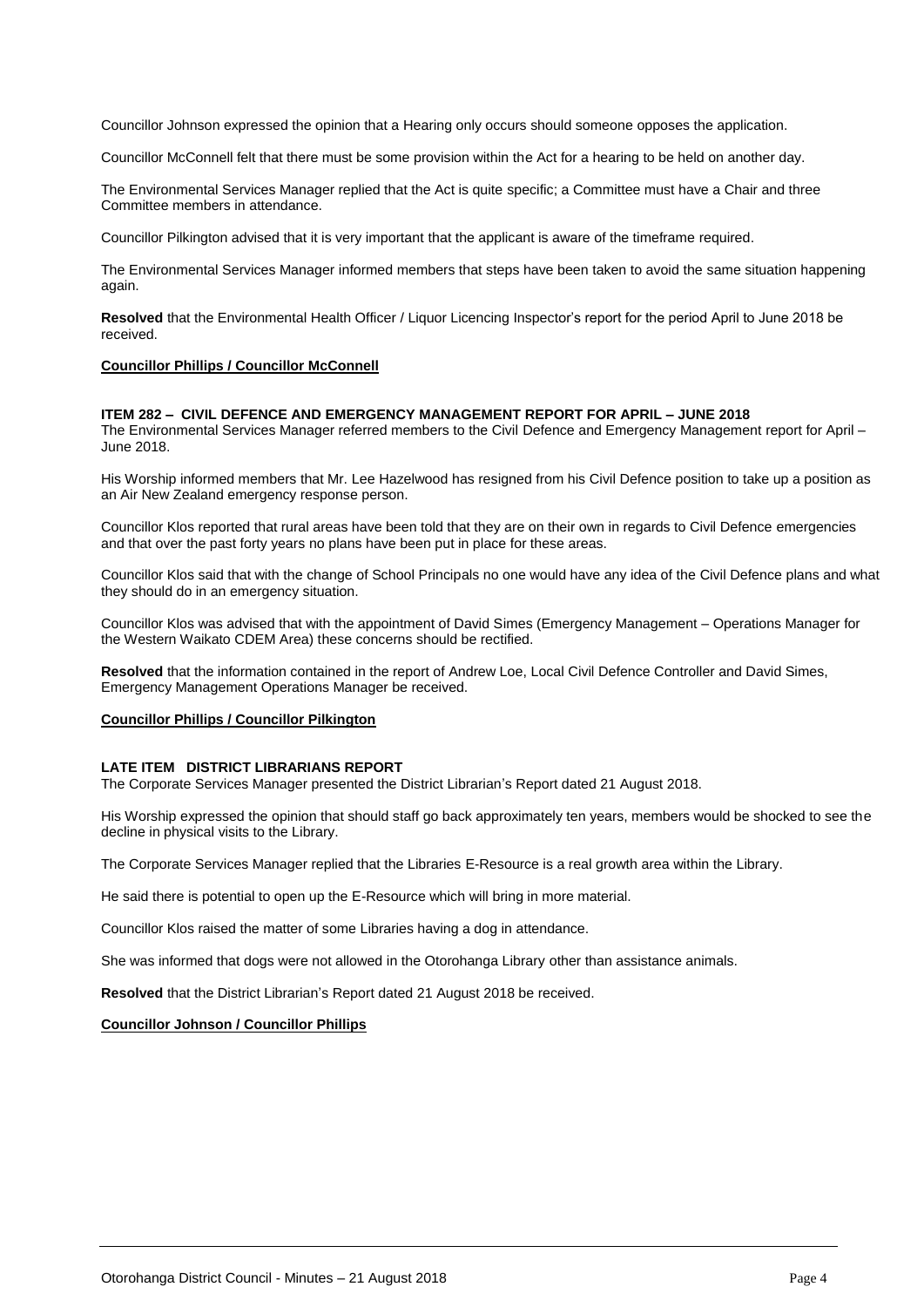Councillor Johnson expressed the opinion that a Hearing only occurs should someone opposes the application.

Councillor McConnell felt that there must be some provision within the Act for a hearing to be held on another day.

The Environmental Services Manager replied that the Act is quite specific; a Committee must have a Chair and three Committee members in attendance.

Councillor Pilkington advised that it is very important that the applicant is aware of the timeframe required.

The Environmental Services Manager informed members that steps have been taken to avoid the same situation happening again.

**Resolved** that the Environmental Health Officer / Liquor Licencing Inspector's report for the period April to June 2018 be received.

**Councillor Phillips / Councillor McConnell**

**ITEM 282 – CIVIL DEFENCE AND EMERGENCY MANAGEMENT REPORT FOR APRIL – JUNE 2018**

The Environmental Services Manager referred members to the Civil Defence and Emergency Management report for April – June 2018.

His Worship informed members that Mr. Lee Hazelwood has resigned from his Civil Defence position to take up a position as an Air New Zealand emergency response person.

Councillor Klos reported that rural areas have been told that they are on their own in regards to Civil Defence emergencies and that over the past forty years no plans have been put in place for these areas.

Councillor Klos said that with the change of School Principals no one would have any idea of the Civil Defence plans and what they should do in an emergency situation.

Councillor Klos was advised that with the appointment of David Simes (Emergency Management – Operations Manager for the Western Waikato CDEM Area) these concerns should be rectified.

**Resolved** that the information contained in the report of Andrew Loe, Local Civil Defence Controller and David Simes, Emergency Management Operations Manager be received.

**Councillor Phillips / Councillor Pilkington**

**LATE ITEM DISTRICT LIBRARIANS REPORT**

The Corporate Services Manager presented the District Librarian's Report dated 21 August 2018.

His Worship expressed the opinion that should staff go back approximately ten years, members would be shocked to see the decline in physical visits to the Library.

The Corporate Services Manager replied that the Libraries E-Resource is a real growth area within the Library.

He said there is potential to open up the E-Resource which will bring in more material.

Councillor Klos raised the matter of some Libraries having a dog in attendance.

She was informed that dogs were not allowed in the Otorohanga Library other than assistance animals.

**Resolved** that the District Librarian's Report dated 21 August 2018 be received.

**Councillor Johnson / Councillor Phillips**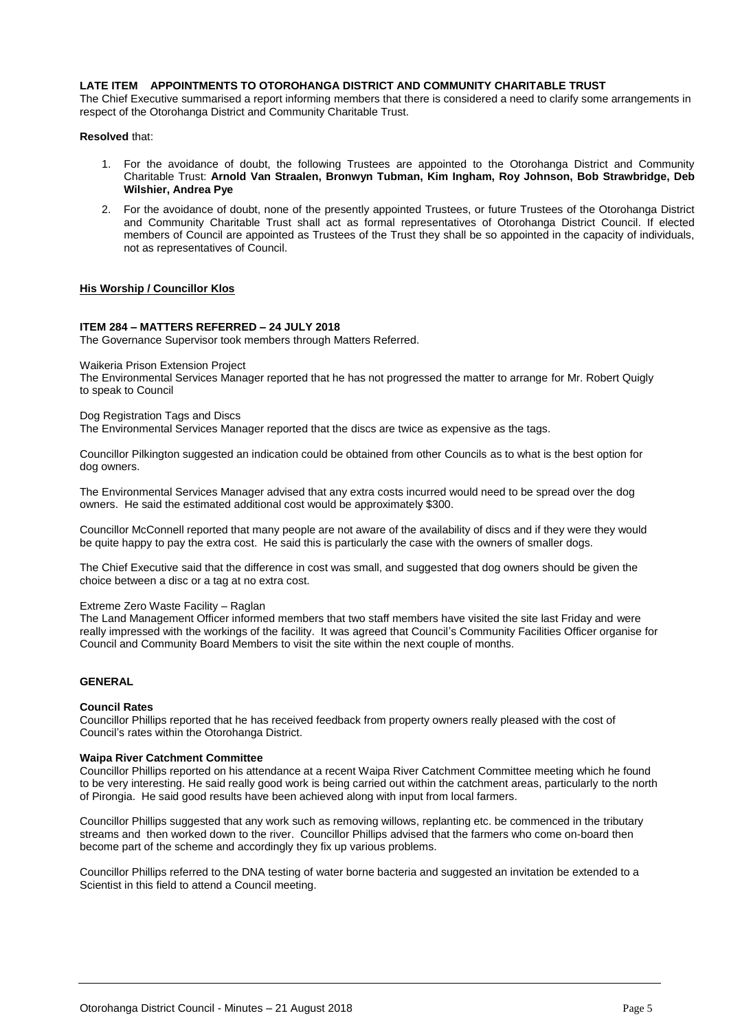**LATE ITEM APPOINTMENTS TO OTOROHANGA DISTRICT AND COMMUNITY CHARITABLE TRUST**

The Chief Executive summarised a report informing members that there is considered a need to clarify some arrangements in respect of the Otorohanga District and Community Charitable Trust.

**Resolved** that:

1. For the avoidance of doubt, the following Trustees are appointed to the Otorohanga District and Community Charitable Trust: **Arnold Van Straalen, Bronwyn Tubman, Kim Ingham, Roy Johnson, Bob Strawbridge, Deb Wilshier, Andrea Pye**
2. For the avoidance of doubt, none of the presently appointed Trustees, or future Trustees of the Otorohanga District and Community Charitable Trust shall act as formal representatives of Otorohanga District Council. If elected members of Council are appointed as Trustees of the Trust they shall be so appointed in the capacity of individuals, not as representatives of Council.

**His Worship / Councillor Klos**

**ITEM 284 – MATTERS REFERRED – 24 JULY 2018**

The Governance Supervisor took members through Matters Referred.

Waikeria Prison Extension Project

The Environmental Services Manager reported that he has not progressed the matter to arrange for Mr. Robert Quigly to speak to Council

Dog Registration Tags and Discs

The Environmental Services Manager reported that the discs are twice as expensive as the tags.

Councillor Pilkington suggested an indication could be obtained from other Councils as to what is the best option for dog owners.

The Environmental Services Manager advised that any extra costs incurred would need to be spread over the dog owners. He said the estimated additional cost would be approximately $300.

Councillor McConnell reported that many people are not aware of the availability of discs and if they were they would be quite happy to pay the extra cost. He said this is particularly the case with the owners of smaller dogs.

The Chief Executive said that the difference in cost was small, and suggested that dog owners should be given the choice between a disc or a tag at no extra cost.

Extreme Zero Waste Facility – Raglan

The Land Management Officer informed members that two staff members have visited the site last Friday and were really impressed with the workings of the facility. It was agreed that Council's Community Facilities Officer organise for Council and Community Board Members to visit the site within the next couple of months.

**GENERAL**

**Council Rates**

Councillor Phillips reported that he has received feedback from property owners really pleased with the cost of Council's rates within the Otorohanga District.

**Waipa River Catchment Committee**

Councillor Phillips reported on his attendance at a recent Waipa River Catchment Committee meeting which he found to be very interesting. He said really good work is being carried out within the catchment areas, particularly to the north of Pirongia. He said good results have been achieved along with input from local farmers.

Councillor Phillips suggested that any work such as removing willows, replanting etc. be commenced in the tributary streams and then worked down to the river. Councillor Phillips advised that the farmers who come on-board then become part of the scheme and accordingly they fix up various problems.

Councillor Phillips referred to the DNA testing of water borne bacteria and suggested an invitation be extended to a Scientist in this field to attend a Council meeting.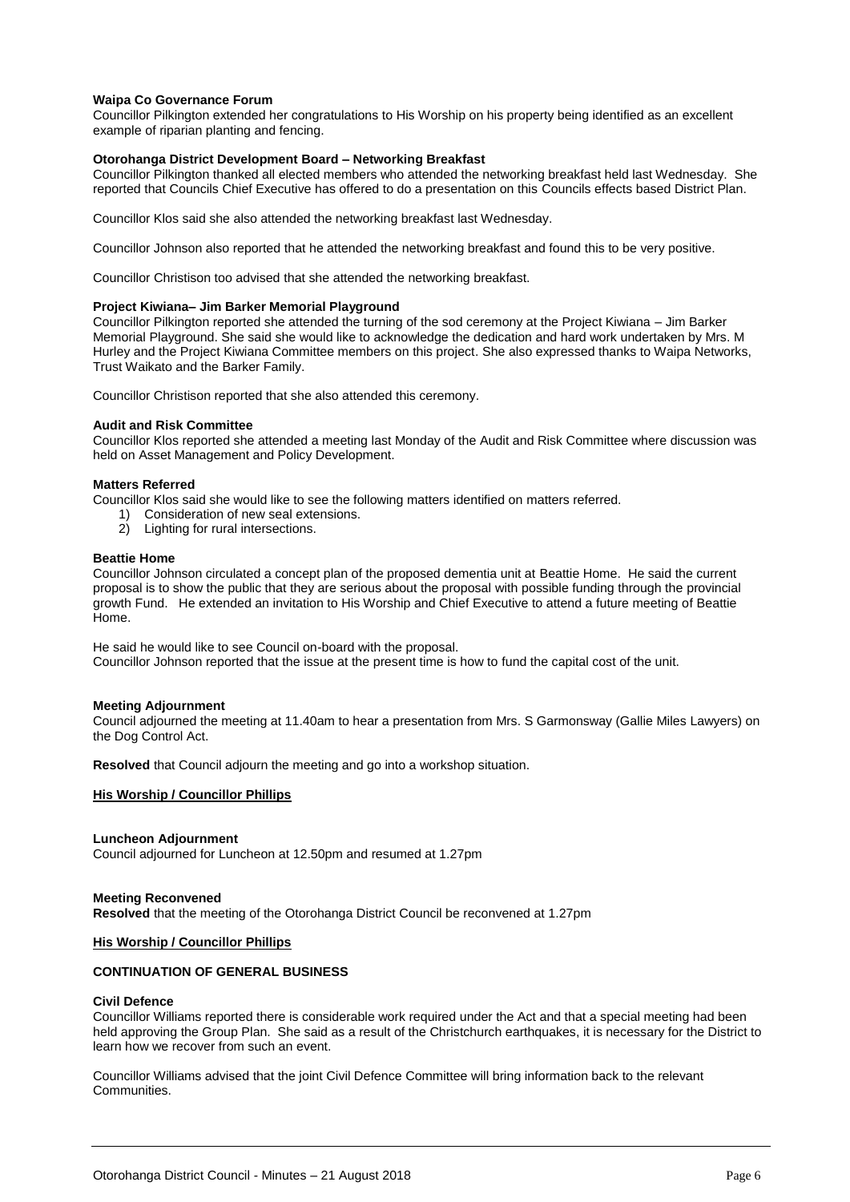**Waipa Co Governance Forum**
Councillor Pilkington extended her congratulations to His Worship on his property being identified as an excellent example of riparian planting and fencing.

**Otorohanga District Development Board – Networking Breakfast**
Councillor Pilkington thanked all elected members who attended the networking breakfast held last Wednesday. She reported that Councils Chief Executive has offered to do a presentation on this Councils effects based District Plan.

Councillor Klos said she also attended the networking breakfast last Wednesday.

Councillor Johnson also reported that he attended the networking breakfast and found this to be very positive.

Councillor Christison too advised that she attended the networking breakfast.

**Project Kiwiana– Jim Barker Memorial Playground**
Councillor Pilkington reported she attended the turning of the sod ceremony at the Project Kiwiana – Jim Barker Memorial Playground. She said she would like to acknowledge the dedication and hard work undertaken by Mrs. M Hurley and the Project Kiwiana Committee members on this project. She also expressed thanks to Waipa Networks, Trust Waikato and the Barker Family.

Councillor Christison reported that she also attended this ceremony.

**Audit and Risk Committee**
Councillor Klos reported she attended a meeting last Monday of the Audit and Risk Committee where discussion was held on Asset Management and Policy Development.

**Matters Referred**
Councillor Klos said she would like to see the following matters identified on matters referred.

1) Consideration of new seal extensions.
2) Lighting for rural intersections.

**Beattie Home**
Councillor Johnson circulated a concept plan of the proposed dementia unit at Beattie Home. He said the current proposal is to show the public that they are serious about the proposal with possible funding through the provincial growth Fund. He extended an invitation to His Worship and Chief Executive to attend a future meeting of Beattie Home.

He said he would like to see Council on-board with the proposal.
Councillor Johnson reported that the issue at the present time is how to fund the capital cost of the unit.

**Meeting Adjournment**
Council adjourned the meeting at 11.40am to hear a presentation from Mrs. S Garmonsway (Gallie Miles Lawyers) on the Dog Control Act.

**Resolved** that Council adjourn the meeting and go into a workshop situation.

**His Worship / Councillor Phillips**

**Luncheon Adjournment**
Council adjourned for Luncheon at 12.50pm and resumed at 1.27pm

**Meeting Reconvened**
**Resolved** that the meeting of the Otorohanga District Council be reconvened at 1.27pm

**His Worship / Councillor Phillips**

**CONTINUATION OF GENERAL BUSINESS**

**Civil Defence**
Councillor Williams reported there is considerable work required under the Act and that a special meeting had been held approving the Group Plan. She said as a result of the Christchurch earthquakes, it is necessary for the District to learn how we recover from such an event.

Councillor Williams advised that the joint Civil Defence Committee will bring information back to the relevant Communities.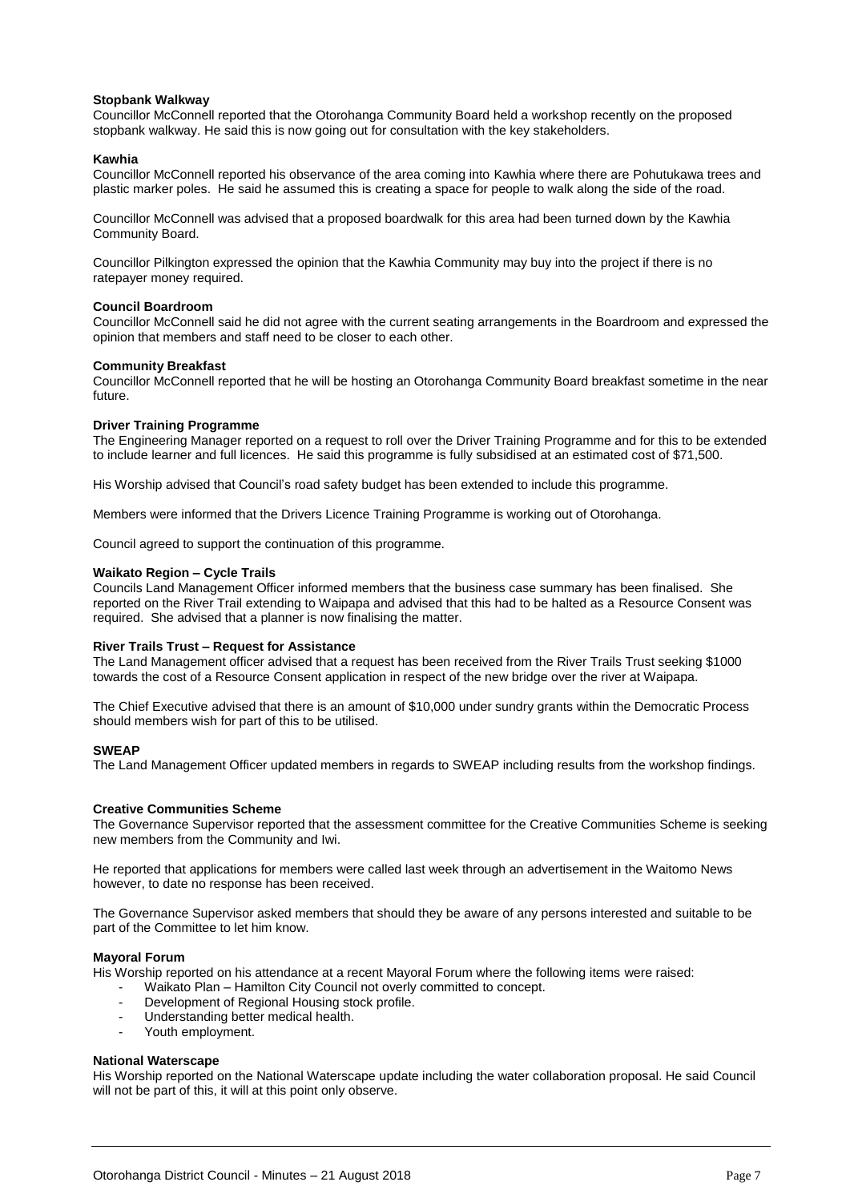**Stopbank Walkway**

Councillor McConnell reported that the Otorohanga Community Board held a workshop recently on the proposed stopbank walkway. He said this is now going out for consultation with the key stakeholders.

**Kawhia**

Councillor McConnell reported his observance of the area coming into Kawhia where there are Pohutukawa trees and plastic marker poles. He said he assumed this is creating a space for people to walk along the side of the road.

Councillor McConnell was advised that a proposed boardwalk for this area had been turned down by the Kawhia Community Board.

Councillor Pilkington expressed the opinion that the Kawhia Community may buy into the project if there is no ratepayer money required.

**Council Boardroom**

Councillor McConnell said he did not agree with the current seating arrangements in the Boardroom and expressed the opinion that members and staff need to be closer to each other.

**Community Breakfast**

Councillor McConnell reported that he will be hosting an Otorohanga Community Board breakfast sometime in the near future.

**Driver Training Programme**

The Engineering Manager reported on a request to roll over the Driver Training Programme and for this to be extended to include learner and full licences. He said this programme is fully subsidised at an estimated cost of $71,500.

His Worship advised that Council's road safety budget has been extended to include this programme.

Members were informed that the Drivers Licence Training Programme is working out of Otorohanga.

Council agreed to support the continuation of this programme.

**Waikato Region – Cycle Trails**

Councils Land Management Officer informed members that the business case summary has been finalised. She reported on the River Trail extending to Waipapa and advised that this had to be halted as a Resource Consent was required. She advised that a planner is now finalising the matter.

**River Trails Trust – Request for Assistance**

The Land Management officer advised that a request has been received from the River Trails Trust seeking $1000 towards the cost of a Resource Consent application in respect of the new bridge over the river at Waipapa.

The Chief Executive advised that there is an amount of $10,000 under sundry grants within the Democratic Process should members wish for part of this to be utilised.

**SWEAP**

The Land Management Officer updated members in regards to SWEAP including results from the workshop findings.

**Creative Communities Scheme**

The Governance Supervisor reported that the assessment committee for the Creative Communities Scheme is seeking new members from the Community and Iwi.

He reported that applications for members were called last week through an advertisement in the Waitomo News however, to date no response has been received.

The Governance Supervisor asked members that should they be aware of any persons interested and suitable to be part of the Committee to let him know.

**Mayoral Forum**

His Worship reported on his attendance at a recent Mayoral Forum where the following items were raised:

- Waikato Plan – Hamilton City Council not overly committed to concept.
- Development of Regional Housing stock profile.
- Understanding better medical health.
- Youth employment.

**National Waterscape**

His Worship reported on the National Waterscape update including the water collaboration proposal. He said Council will not be part of this, it will at this point only observe.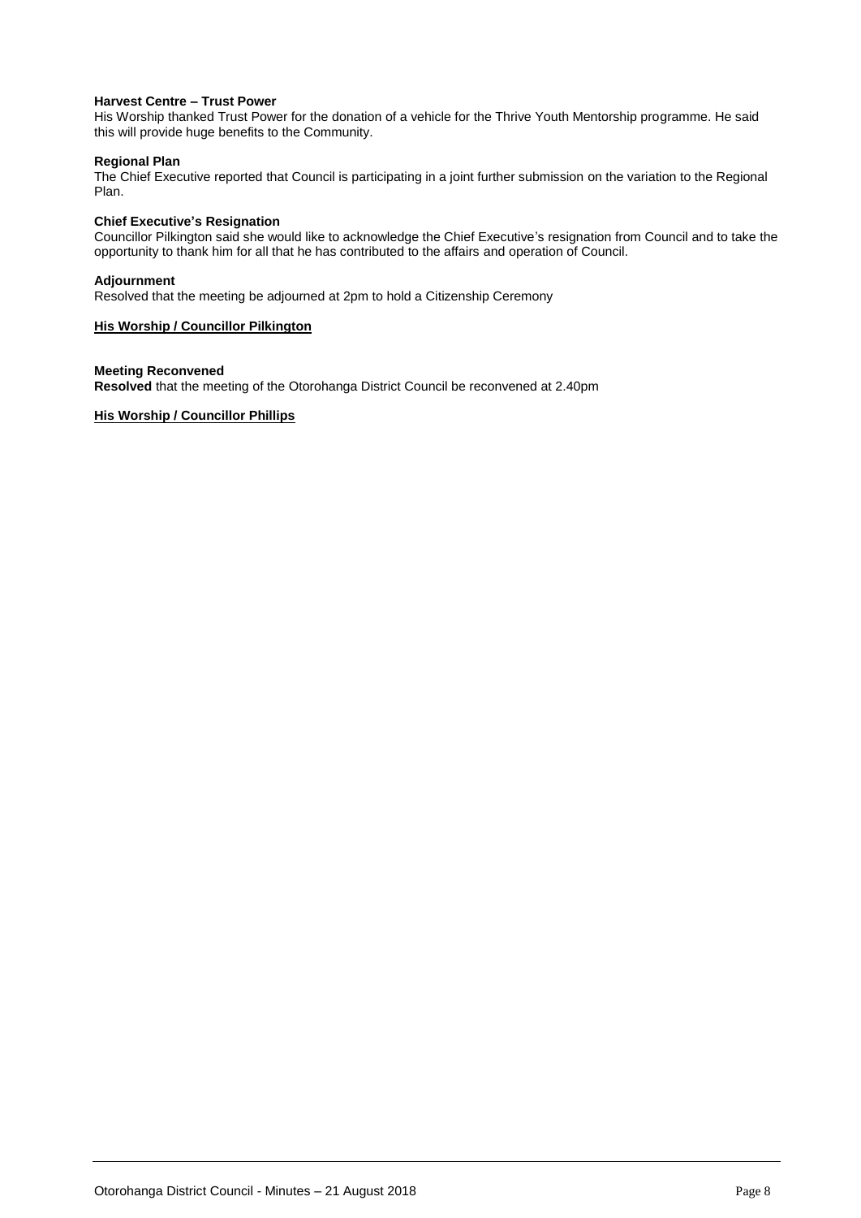**Harvest Centre – Trust Power**
His Worship thanked Trust Power for the donation of a vehicle for the Thrive Youth Mentorship programme. He said this will provide huge benefits to the Community.

**Regional Plan**
The Chief Executive reported that Council is participating in a joint further submission on the variation to the Regional Plan.

**Chief Executive's Resignation**
Councillor Pilkington said she would like to acknowledge the Chief Executive's resignation from Council and to take the opportunity to thank him for all that he has contributed to the affairs and operation of Council.

**Adjournment**
Resolved that the meeting be adjourned at 2pm to hold a Citizenship Ceremony

**His Worship / Councillor Pilkington**

**Meeting Reconvened**
**Resolved** that the meeting of the Otorohanga District Council be reconvened at 2.40pm

**His Worship / Councillor Phillips**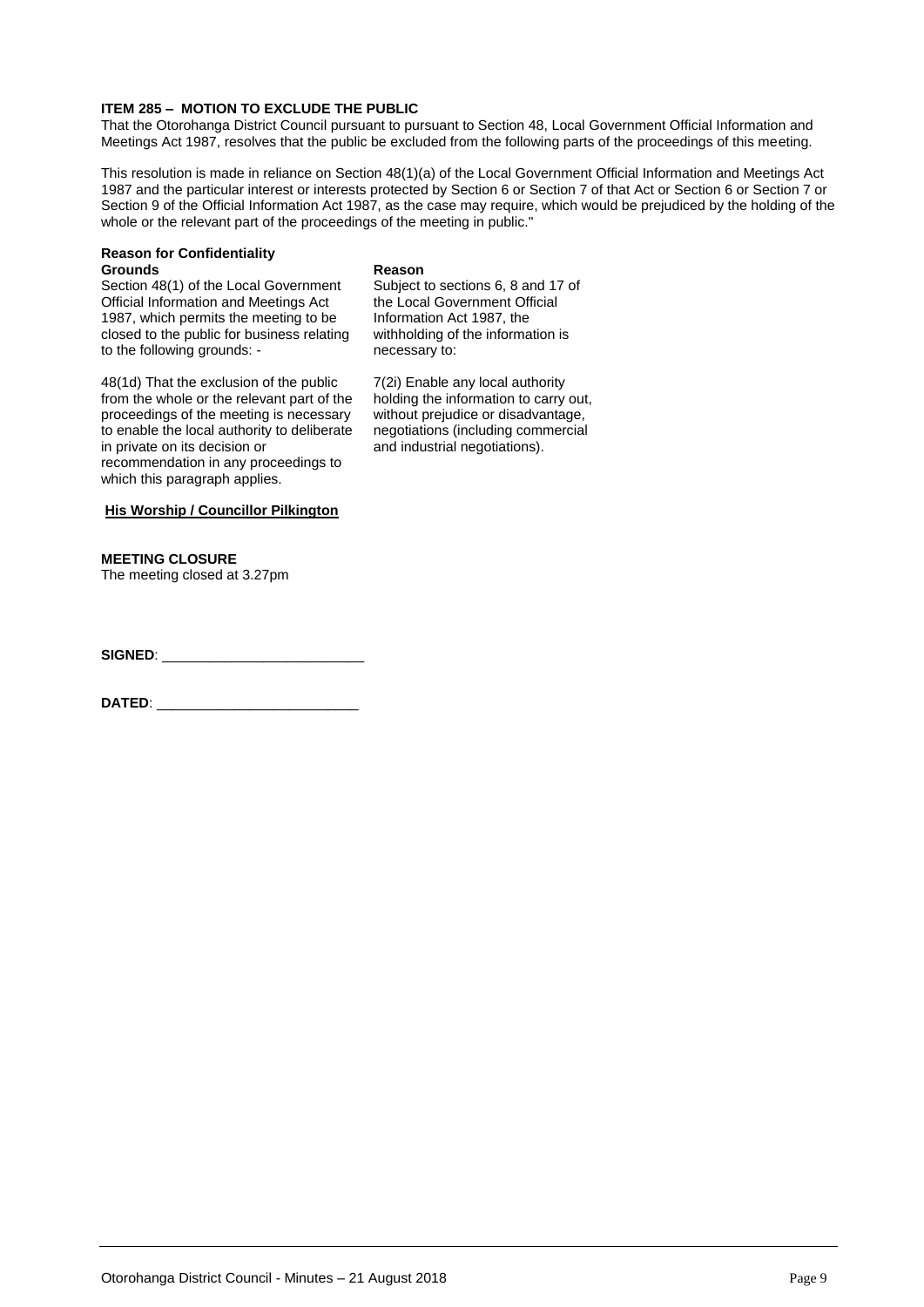**ITEM 285 – MOTION TO EXCLUDE THE PUBLIC**

That the Otorohanga District Council pursuant to pursuant to Section 48, Local Government Official Information and Meetings Act 1987, resolves that the public be excluded from the following parts of the proceedings of this meeting.

This resolution is made in reliance on Section 48(1)(a) of the Local Government Official Information and Meetings Act 1987 and the particular interest or interests protected by Section 6 or Section 7 of that Act or Section 6 or Section 7 or Section 9 of the Official Information Act 1987, as the case may require, which would be prejudiced by the holding of the whole or the relevant part of the proceedings of the meeting in public."

**Reason for Confidentiality**

| **Grounds** | **Reason** |
|---|---|
| Section 48(1) of the Local Government Official Information and Meetings Act 1987, which permits the meeting to be closed to the public for business relating to the following grounds: - | Subject to sections 6, 8 and 17 of the Local Government Official Information Act 1987, the withholding of the information is necessary to: |
| 48(1d) That the exclusion of the public from the whole or the relevant part of the proceedings of the meeting is necessary to enable the local authority to deliberate in private on its decision or recommendation in any proceedings to which this paragraph applies. | 7(2i) Enable any local authority holding the information to carry out, without prejudice or disadvantage, negotiations (including commercial and industrial negotiations). |

**His Worship / Councillor Pilkington**

**MEETING CLOSURE**

The meeting closed at 3.27pm

**SIGNED**: _________________________

**DATED**: _________________________